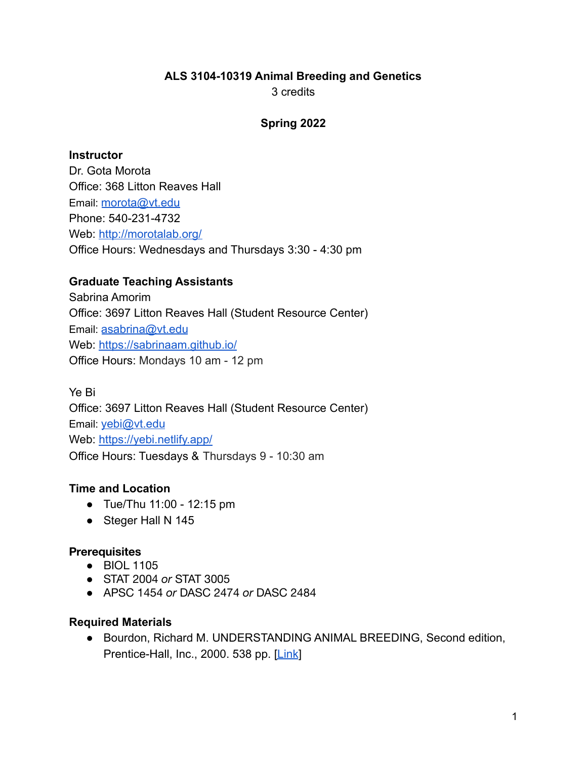# ALS 3104-10319 Animal Breeding and Genetics

3 credits

## Spring 2022

### Instructor

Dr. Gota Morota
Office: 368 Litton Reaves Hall
Email: [morota@vt.edu](mailto:morota@vt.edu)
Phone: 540-231-4732
Web: [http://morotalab.org/](http://morotalab.org/)
Office Hours: Wednesdays and Thursdays 3:30 - 4:30 pm

### Graduate Teaching Assistants

Sabrina Amorim
Office: 3697 Litton Reaves Hall (Student Resource Center)
Email: [asabrina@vt.edu](mailto:asabrina@vt.edu)
Web: [https://sabrinaam.github.io/](https://sabrinaam.github.io/)
Office Hours: Mondays 10 am - 12 pm

Ye Bi
Office: 3697 Litton Reaves Hall (Student Resource Center)
Email: [yebi@vt.edu](mailto:yebi@vt.edu)
Web: [https://yebi.netlify.app/](https://yebi.netlify.app/)
Office Hours: Tuesdays & Thursdays 9 - 10:30 am

### Time and Location

- Tue/Thu 11:00 - 12:15 pm
- Steger Hall N 145

### Prerequisites

- BIOL 1105
- STAT 2004 *or* STAT 3005
- APSC 1454 *or* DASC 2474 *or* DASC 2484

### Required Materials

- Bourdon, Richard M. UNDERSTANDING ANIMAL BREEDING, Second edition, Prentice-Hall, Inc., 2000. 538 pp. [Link]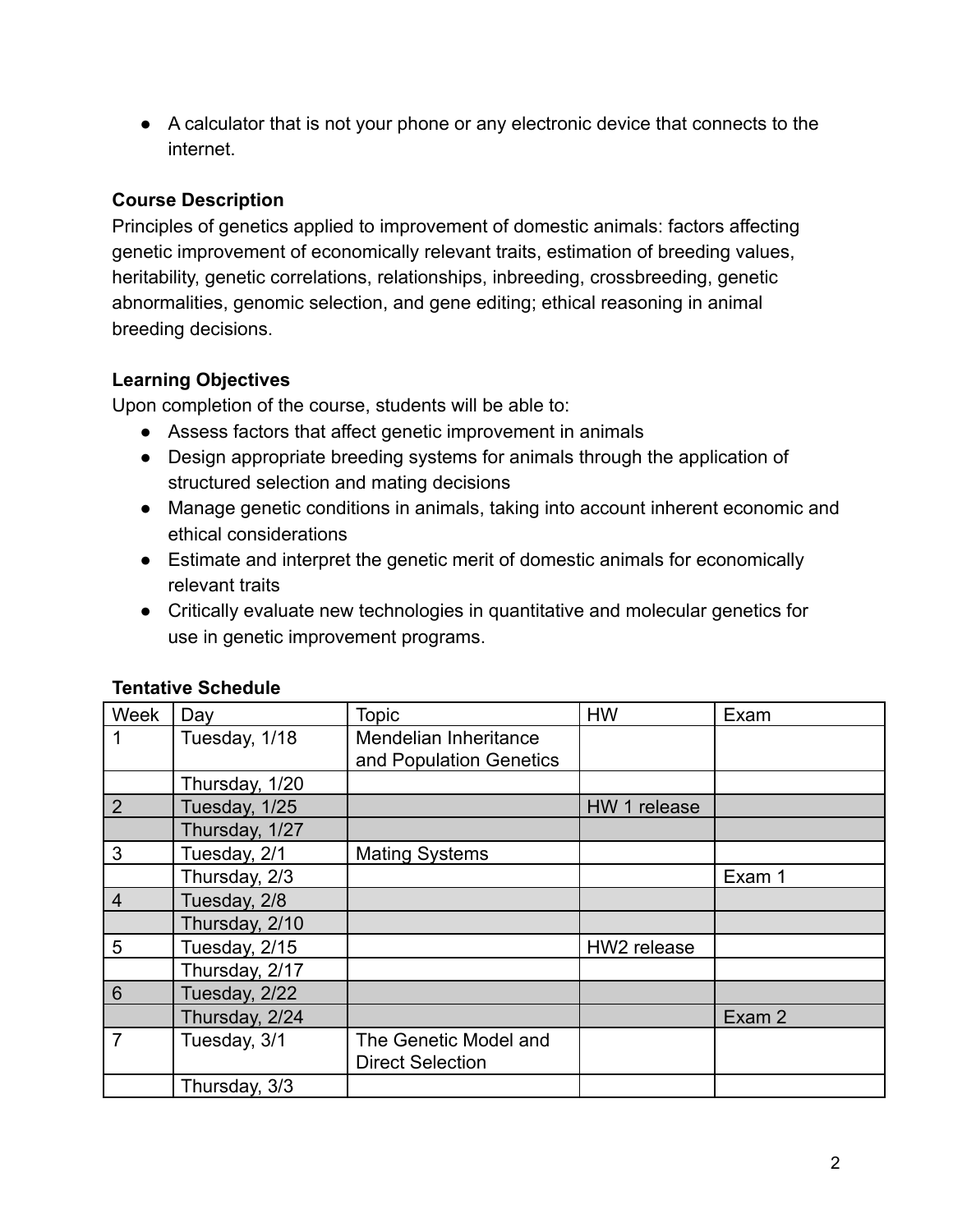- A calculator that is not your phone or any electronic device that connects to the internet.

**Course Description**

Principles of genetics applied to improvement of domestic animals: factors affecting genetic improvement of economically relevant traits, estimation of breeding values, heritability, genetic correlations, relationships, inbreeding, crossbreeding, genetic abnormalities, genomic selection, and gene editing; ethical reasoning in animal breeding decisions.

**Learning Objectives**

Upon completion of the course, students will be able to:

- Assess factors that affect genetic improvement in animals
- Design appropriate breeding systems for animals through the application of structured selection and mating decisions
- Manage genetic conditions in animals, taking into account inherent economic and ethical considerations
- Estimate and interpret the genetic merit of domestic animals for economically relevant traits
- Critically evaluate new technologies in quantitative and molecular genetics for use in genetic improvement programs.

**Tentative Schedule**

| Week | Day | Topic | HW | Exam |
|---|---|---|---|---|
| 1 | Tuesday, 1/18 | Mendelian Inheritance and Population Genetics | | |
| | Thursday, 1/20 | | | |
| 2 | Tuesday, 1/25 | | HW 1 release | |
| | Thursday, 1/27 | | | |
| 3 | Tuesday, 2/1 | Mating Systems | | |
| | Thursday, 2/3 | | | Exam 1 |
| 4 | Tuesday, 2/8 | | | |
| | Thursday, 2/10 | | | |
| 5 | Tuesday, 2/15 | | HW2 release | |
| | Thursday, 2/17 | | | |
| 6 | Tuesday, 2/22 | | | |
| | Thursday, 2/24 | | | Exam 2 |
| 7 | Tuesday, 3/1 | The Genetic Model and Direct Selection | | |
| | Thursday, 3/3 | | | |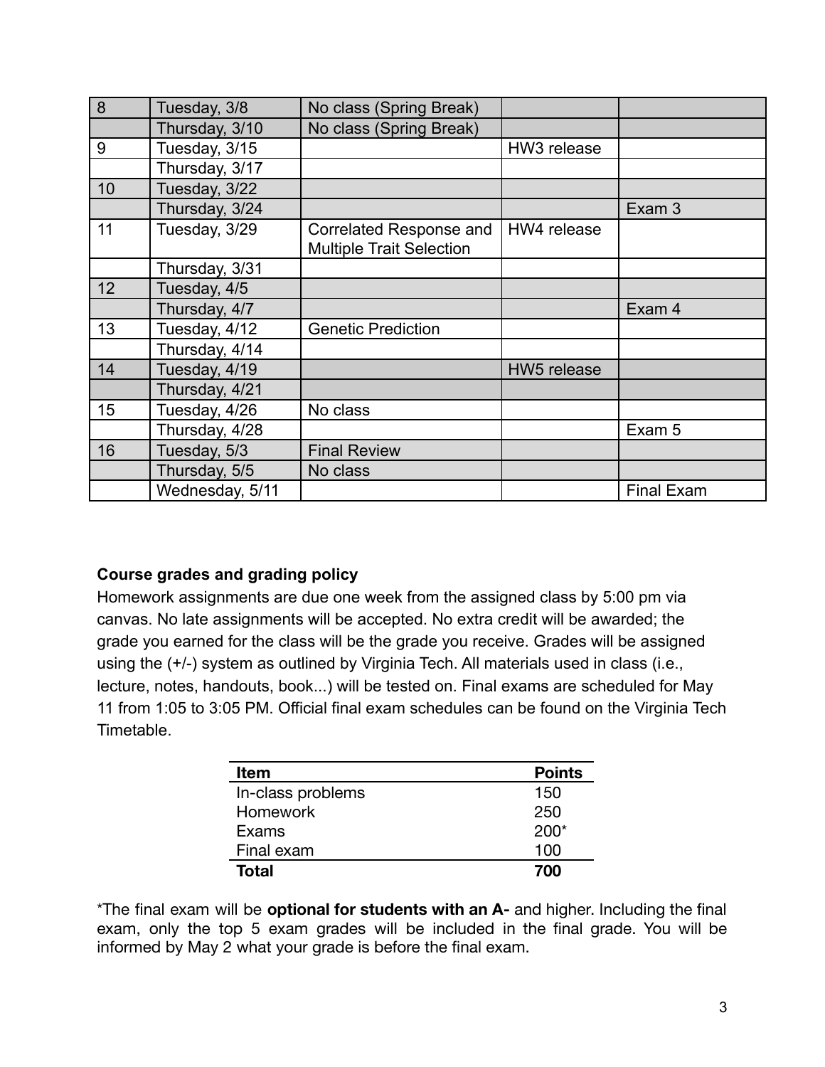| | | | | |
|---|---|---|---|---|
| 8 | Tuesday, 3/8 | No class (Spring Break) | | |
| | Thursday, 3/10 | No class (Spring Break) | | |
| 9 | Tuesday, 3/15 | | HW3 release | |
| | Thursday, 3/17 | | | |
| 10 | Tuesday, 3/22 | | | |
| | Thursday, 3/24 | | | Exam 3 |
| 11 | Tuesday, 3/29 | Correlated Response and Multiple Trait Selection | HW4 release | |
| | Thursday, 3/31 | | | |
| 12 | Tuesday, 4/5 | | | |
| | Thursday, 4/7 | | | Exam 4 |
| 13 | Tuesday, 4/12 | Genetic Prediction | | |
| | Thursday, 4/14 | | | |
| 14 | Tuesday, 4/19 | | HW5 release | |
| | Thursday, 4/21 | | | |
| 15 | Tuesday, 4/26 | No class | | |
| | Thursday, 4/28 | | | Exam 5 |
| 16 | Tuesday, 5/3 | Final Review | | |
| | Thursday, 5/5 | No class | | |
| | Wednesday, 5/11 | | | Final Exam |

**Course grades and grading policy**

Homework assignments are due one week from the assigned class by 5:00 pm via canvas. No late assignments will be accepted. No extra credit will be awarded; the grade you earned for the class will be the grade you receive. Grades will be assigned using the (+/-) system as outlined by Virginia Tech. All materials used in class (i.e., lecture, notes, handouts, book...) will be tested on. Final exams are scheduled for May 11 from 1:05 to 3:05 PM. Official final exam schedules can be found on the Virginia Tech Timetable.

| Item | Points |
|---|---|
| In-class problems | 150 |
| Homework | 250 |
| Exams | 200* |
| Final exam | 100 |
| **Total** | **700** |

*The final exam will be **optional for students with an A-** and higher. Including the final exam, only the top 5 exam grades will be included in the final grade. You will be informed by May 2 what your grade is before the final exam.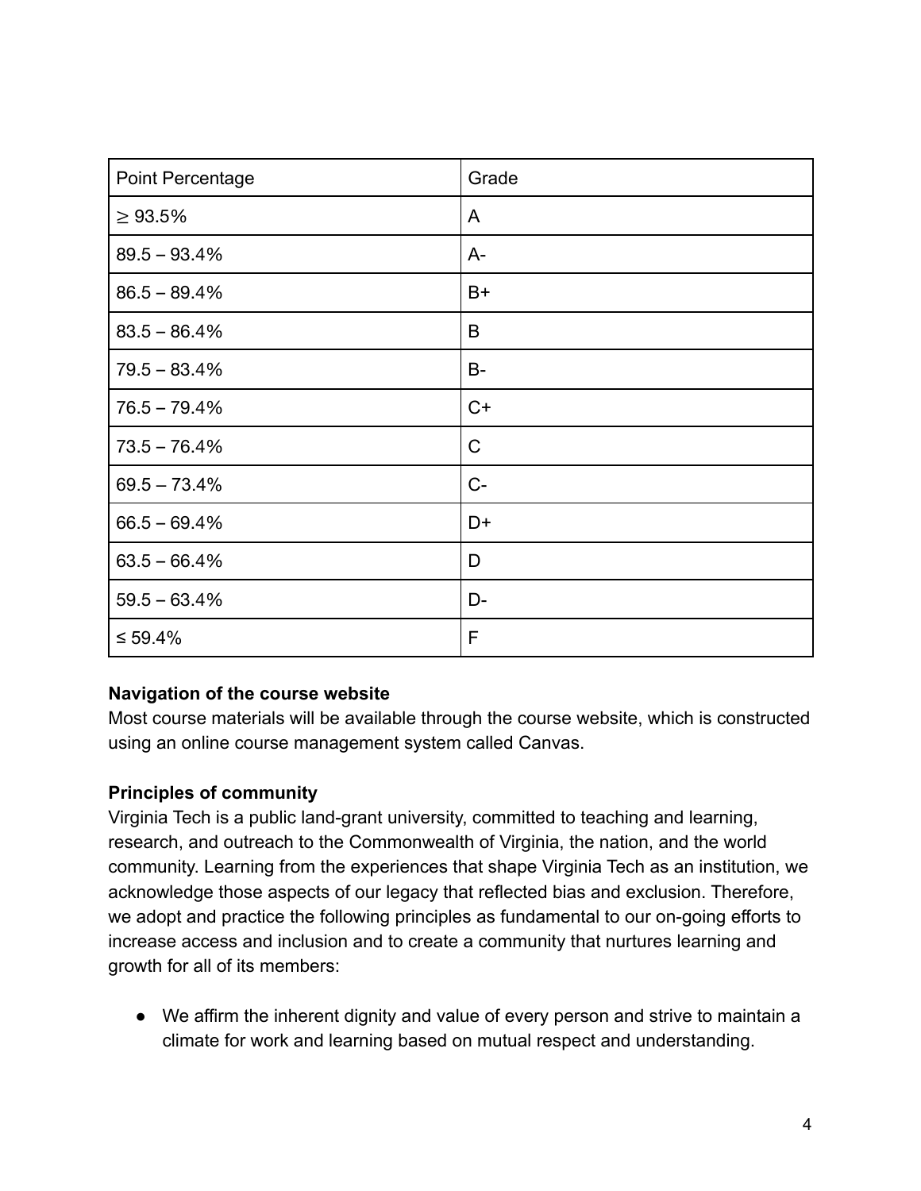| Point Percentage | Grade |
|---|---|
| ≥ 93.5% | A |
| 89.5 – 93.4% | A- |
| 86.5 – 89.4% | B+ |
| 83.5 – 86.4% | B |
| 79.5 – 83.4% | B- |
| 76.5 – 79.4% | C+ |
| 73.5 – 76.4% | C |
| 69.5 – 73.4% | C- |
| 66.5 – 69.4% | D+ |
| 63.5 – 66.4% | D |
| 59.5 – 63.4% | D- |
| ≤ 59.4% | F |

**Navigation of the course website**

Most course materials will be available through the course website, which is constructed using an online course management system called Canvas.

**Principles of community**

Virginia Tech is a public land-grant university, committed to teaching and learning, research, and outreach to the Commonwealth of Virginia, the nation, and the world community. Learning from the experiences that shape Virginia Tech as an institution, we acknowledge those aspects of our legacy that reflected bias and exclusion. Therefore, we adopt and practice the following principles as fundamental to our on-going efforts to increase access and inclusion and to create a community that nurtures learning and growth for all of its members:

- We affirm the inherent dignity and value of every person and strive to maintain a climate for work and learning based on mutual respect and understanding.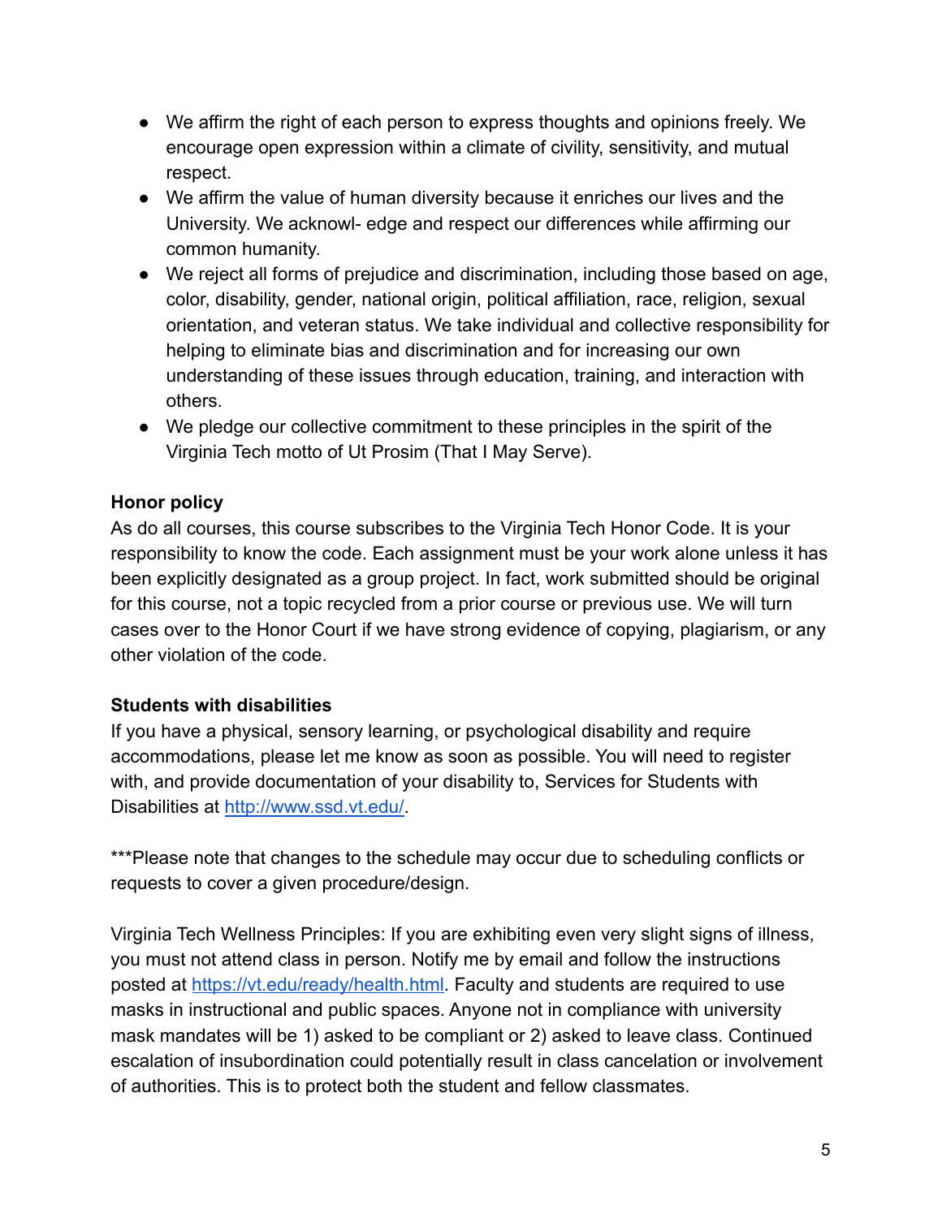- We affirm the right of each person to express thoughts and opinions freely. We encourage open expression within a climate of civility, sensitivity, and mutual respect.
- We affirm the value of human diversity because it enriches our lives and the University. We acknowl- edge and respect our differences while affirming our common humanity.
- We reject all forms of prejudice and discrimination, including those based on age, color, disability, gender, national origin, political affiliation, race, religion, sexual orientation, and veteran status. We take individual and collective responsibility for helping to eliminate bias and discrimination and for increasing our own understanding of these issues through education, training, and interaction with others.
- We pledge our collective commitment to these principles in the spirit of the Virginia Tech motto of Ut Prosim (That I May Serve).

**Honor policy**

As do all courses, this course subscribes to the Virginia Tech Honor Code. It is your responsibility to know the code. Each assignment must be your work alone unless it has been explicitly designated as a group project. In fact, work submitted should be original for this course, not a topic recycled from a prior course or previous use. We will turn cases over to the Honor Court if we have strong evidence of copying, plagiarism, or any other violation of the code.

**Students with disabilities**

If you have a physical, sensory learning, or psychological disability and require accommodations, please let me know as soon as possible. You will need to register with, and provide documentation of your disability to, Services for Students with Disabilities at http://www.ssd.vt.edu/.

***Please note that changes to the schedule may occur due to scheduling conflicts or requests to cover a given procedure/design.

Virginia Tech Wellness Principles: If you are exhibiting even very slight signs of illness, you must not attend class in person. Notify me by email and follow the instructions posted at https://vt.edu/ready/health.html. Faculty and students are required to use masks in instructional and public spaces. Anyone not in compliance with university mask mandates will be 1) asked to be compliant or 2) asked to leave class. Continued escalation of insubordination could potentially result in class cancelation or involvement of authorities. This is to protect both the student and fellow classmates.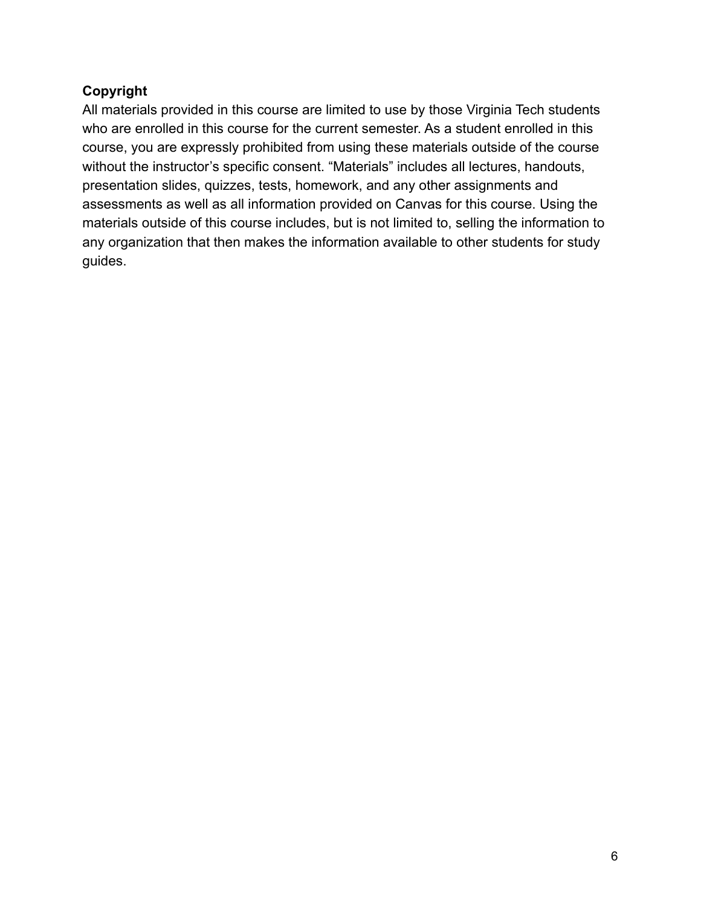**Copyright**

All materials provided in this course are limited to use by those Virginia Tech students who are enrolled in this course for the current semester. As a student enrolled in this course, you are expressly prohibited from using these materials outside of the course without the instructor's specific consent. "Materials" includes all lectures, handouts, presentation slides, quizzes, tests, homework, and any other assignments and assessments as well as all information provided on Canvas for this course. Using the materials outside of this course includes, but is not limited to, selling the information to any organization that then makes the information available to other students for study guides.